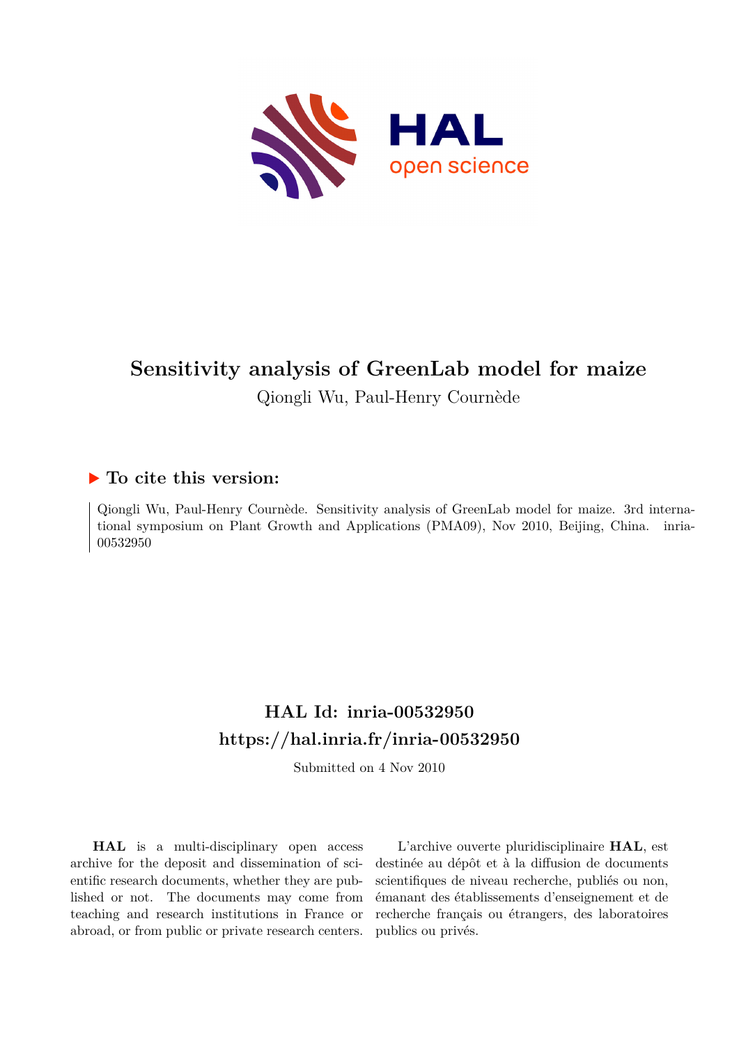# Sensitivity analysis of GreenLab model for maize

Qiongli Wu, Paul-Henry Cournède

## ▶ To cite this version:

Qiongli Wu, Paul-Henry Cournède. Sensitivity analysis of GreenLab model for maize. 3rd international symposium on Plant Growth and Applications (PMA09), Nov 2010, Beijing, China. inria-00532950

## HAL Id: inria-00532950
## https://hal.inria.fr/inria-00532950

Submitted on 4 Nov 2010

**HAL** is a multi-disciplinary open access archive for the deposit and dissemination of scientific research documents, whether they are published or not. The documents may come from teaching and research institutions in France or abroad, or from public or private research centers.

L'archive ouverte pluridisciplinaire **HAL**, est destinée au dépôt et à la diffusion de documents scientifiques de niveau recherche, publiés ou non, émanant des établissements d'enseignement et de recherche français ou étrangers, des laboratoires publics ou privés.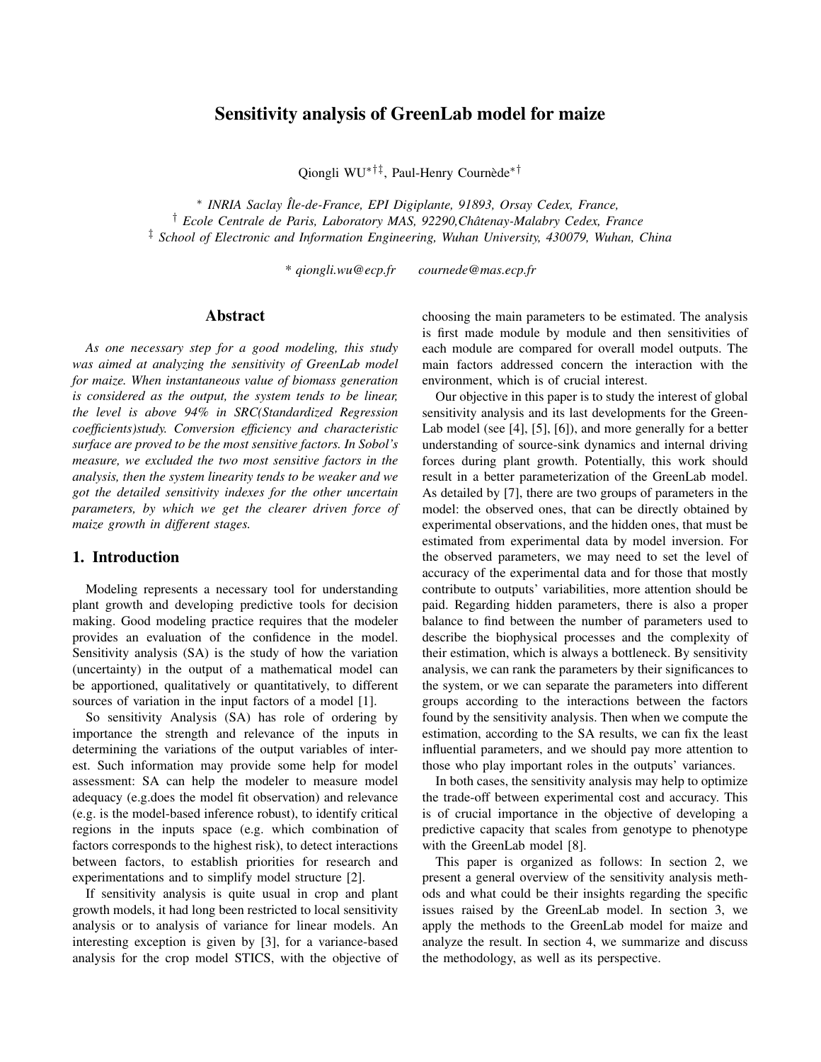# Sensitivity analysis of GreenLab model for maize

Qiongli WU[*†‡], Paul-Henry Cournède[*†]

[*] *INRIA Saclay Île-de-France, EPI Digiplante, 91893, Orsay Cedex, France,*
[†] *Ecole Centrale de Paris, Laboratory MAS, 92290,Châtenay-Malabry Cedex, France*
[‡] *School of Electronic and Information Engineering, Wuhan University, 430079, Wuhan, China*

\* *qiongli.wu@ecp.fr* *cournede@mas.ecp.fr*

## Abstract

*As one necessary step for a good modeling, this study was aimed at analyzing the sensitivity of GreenLab model for maize. When instantaneous value of biomass generation is considered as the output, the system tends to be linear, the level is above 94% in SRC(Standardized Regression coefficients)study. Conversion efficiency and characteristic surface are proved to be the most sensitive factors. In Sobol's measure, we excluded the two most sensitive factors in the analysis, then the system linearity tends to be weaker and we got the detailed sensitivity indexes for the other uncertain parameters, by which we get the clearer driven force of maize growth in different stages.*

## 1. Introduction

Modeling represents a necessary tool for understanding plant growth and developing predictive tools for decision making. Good modeling practice requires that the modeler provides an evaluation of the confidence in the model. Sensitivity analysis (SA) is the study of how the variation (uncertainty) in the output of a mathematical model can be apportioned, qualitatively or quantitatively, to different sources of variation in the input factors of a model [1].

So sensitivity Analysis (SA) has role of ordering by importance the strength and relevance of the inputs in determining the variations of the output variables of interest. Such information may provide some help for model assessment: SA can help the modeler to measure model adequacy (e.g.does the model fit observation) and relevance (e.g. is the model-based inference robust), to identify critical regions in the inputs space (e.g. which combination of factors corresponds to the highest risk), to detect interactions between factors, to establish priorities for research and experimentations and to simplify model structure [2].

If sensitivity analysis is quite usual in crop and plant growth models, it had long been restricted to local sensitivity analysis or to analysis of variance for linear models. An interesting exception is given by [3], for a variance-based analysis for the crop model STICS, with the objective of choosing the main parameters to be estimated. The analysis is first made module by module and then sensitivities of each module are compared for overall model outputs. The main factors addressed concern the interaction with the environment, which is of crucial interest.

Our objective in this paper is to study the interest of global sensitivity analysis and its last developments for the GreenLab model (see [4], [5], [6]), and more generally for a better understanding of source-sink dynamics and internal driving forces during plant growth. Potentially, this work should result in a better parameterization of the GreenLab model. As detailed by [7], there are two groups of parameters in the model: the observed ones, that can be directly obtained by experimental observations, and the hidden ones, that must be estimated from experimental data by model inversion. For the observed parameters, we may need to set the level of accuracy of the experimental data and for those that mostly contribute to outputs' variabilities, more attention should be paid. Regarding hidden parameters, there is also a proper balance to find between the number of parameters used to describe the biophysical processes and the complexity of their estimation, which is always a bottleneck. By sensitivity analysis, we can rank the parameters by their significances to the system, or we can separate the parameters into different groups according to the interactions between the factors found by the sensitivity analysis. Then when we compute the estimation, according to the SA results, we can fix the least influential parameters, and we should pay more attention to those who play important roles in the outputs' variances.

In both cases, the sensitivity analysis may help to optimize the trade-off between experimental cost and accuracy. This is of crucial importance in the objective of developing a predictive capacity that scales from genotype to phenotype with the GreenLab model [8].

This paper is organized as follows: In section 2, we present a general overview of the sensitivity analysis methods and what could be their insights regarding the specific issues raised by the GreenLab model. In section 3, we apply the methods to the GreenLab model for maize and analyze the result. In section 4, we summarize and discuss the methodology, as well as its perspective.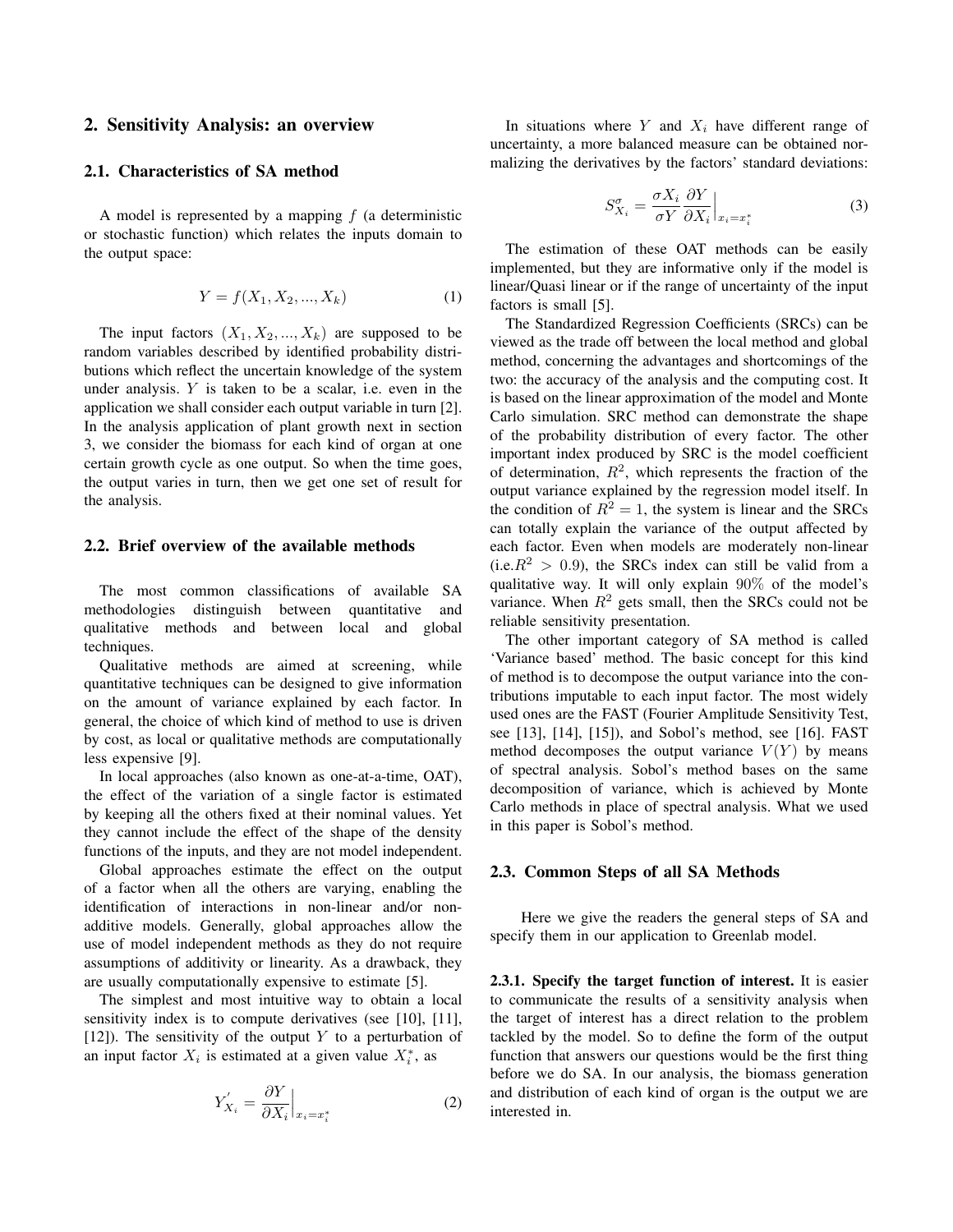## 2. Sensitivity Analysis: an overview

### 2.1. Characteristics of SA method

A model is represented by a mapping $f$ (a deterministic or stochastic function) which relates the inputs domain to the output space:

$$Y = f(X_1, X_2, ..., X_k) \tag{1}$$

The input factors $(X_1, X_2, ..., X_k)$ are supposed to be random variables described by identified probability distributions which reflect the uncertain knowledge of the system under analysis. $Y$ is taken to be a scalar, i.e. even in the application we shall consider each output variable in turn [2]. In the analysis application of plant growth next in section 3, we consider the biomass for each kind of organ at one certain growth cycle as one output. So when the time goes, the output varies in turn, then we get one set of result for the analysis.

### 2.2. Brief overview of the available methods

The most common classifications of available SA methodologies distinguish between quantitative and qualitative methods and between local and global techniques.

Qualitative methods are aimed at screening, while quantitative techniques can be designed to give information on the amount of variance explained by each factor. In general, the choice of which kind of method to use is driven by cost, as local or qualitative methods are computationally less expensive [9].

In local approaches (also known as one-at-a-time, OAT), the effect of the variation of a single factor is estimated by keeping all the others fixed at their nominal values. Yet they cannot include the effect of the shape of the density functions of the inputs, and they are not model independent.

Global approaches estimate the effect on the output of a factor when all the others are varying, enabling the identification of interactions in non-linear and/or non-additive models. Generally, global approaches allow the use of model independent methods as they do not require assumptions of additivity or linearity. As a drawback, they are usually computationally expensive to estimate [5].

The simplest and most intuitive way to obtain a local sensitivity index is to compute derivatives (see [10], [11], [12]). The sensitivity of the output $Y$ to a perturbation of an input factor $X_i$ is estimated at a given value $X_i^*$, as

$$Y'_{X_i} = \frac{\partial Y}{\partial X_i}\Big|_{x_i = x_i^*} \tag{2}$$

In situations where $Y$ and $X_i$ have different range of uncertainty, a more balanced measure can be obtained normalizing the derivatives by the factors' standard deviations:

$$S^{\sigma}_{X_i} = \frac{\sigma X_i}{\sigma Y} \frac{\partial Y}{\partial X_i}\Big|_{x_i = x_i^*} \tag{3}$$

The estimation of these OAT methods can be easily implemented, but they are informative only if the model is linear/Quasi linear or if the range of uncertainty of the input factors is small [5].

The Standardized Regression Coefficients (SRCs) can be viewed as the trade off between the local method and global method, concerning the advantages and shortcomings of the two: the accuracy of the analysis and the computing cost. It is based on the linear approximation of the model and Monte Carlo simulation. SRC method can demonstrate the shape of the probability distribution of every factor. The other important index produced by SRC is the model coefficient of determination, $R^2$, which represents the fraction of the output variance explained by the regression model itself. In the condition of $R^2 = 1$, the system is linear and the SRCs can totally explain the variance of the output affected by each factor. Even when models are moderately non-linear (i.e.$R^2 > 0.9$), the SRCs index can still be valid from a qualitative way. It will only explain $90\%$ of the model's variance. When $R^2$ gets small, then the SRCs could not be reliable sensitivity presentation.

The other important category of SA method is called 'Variance based' method. The basic concept for this kind of method is to decompose the output variance into the contributions imputable to each input factor. The most widely used ones are the FAST (Fourier Amplitude Sensitivity Test, see [13], [14], [15]), and Sobol's method, see [16]. FAST method decomposes the output variance $V(Y)$ by means of spectral analysis. Sobol's method bases on the same decomposition of variance, which is achieved by Monte Carlo methods in place of spectral analysis. What we used in this paper is Sobol's method.

### 2.3. Common Steps of all SA Methods

Here we give the readers the general steps of SA and specify them in our application to Greenlab model.

**2.3.1. Specify the target function of interest.** It is easier to communicate the results of a sensitivity analysis when the target of interest has a direct relation to the problem tackled by the model. So to define the form of the output function that answers our questions would be the first thing before we do SA. In our analysis, the biomass generation and distribution of each kind of organ is the output we are interested in.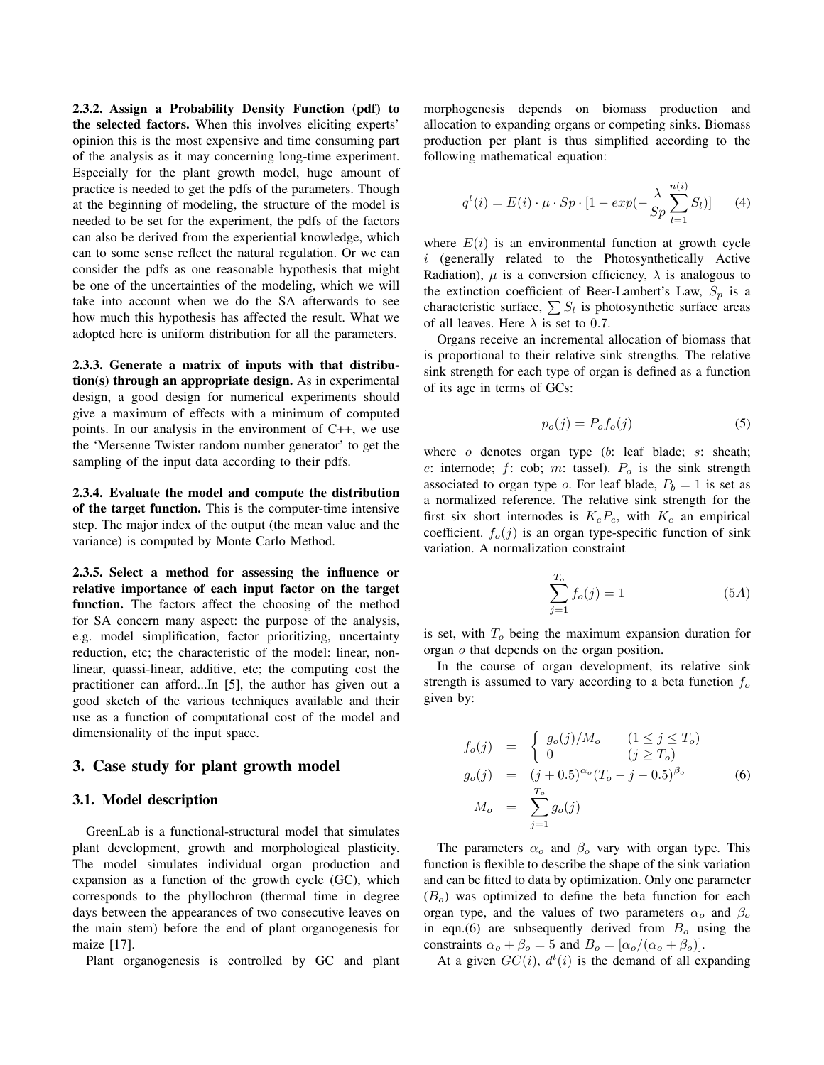**2.3.2. Assign a Probability Density Function (pdf) to the selected factors.** When this involves eliciting experts' opinion this is the most expensive and time consuming part of the analysis as it may concerning long-time experiment. Especially for the plant growth model, huge amount of practice is needed to get the pdfs of the parameters. Though at the beginning of modeling, the structure of the model is needed to be set for the experiment, the pdfs of the factors can also be derived from the experiential knowledge, which can to some sense reflect the natural regulation. Or we can consider the pdfs as one reasonable hypothesis that might be one of the uncertainties of the modeling, which we will take into account when we do the SA afterwards to see how much this hypothesis has affected the result. What we adopted here is uniform distribution for all the parameters.

**2.3.3. Generate a matrix of inputs with that distribution(s) through an appropriate design.** As in experimental design, a good design for numerical experiments should give a maximum of effects with a minimum of computed points. In our analysis in the environment of C++, we use the 'Mersenne Twister random number generator' to get the sampling of the input data according to their pdfs.

**2.3.4. Evaluate the model and compute the distribution of the target function.** This is the computer-time intensive step. The major index of the output (the mean value and the variance) is computed by Monte Carlo Method.

**2.3.5. Select a method for assessing the influence or relative importance of each input factor on the target function.** The factors affect the choosing of the method for SA concern many aspect: the purpose of the analysis, e.g. model simplification, factor prioritizing, uncertainty reduction, etc; the characteristic of the model: linear, non-linear, quassi-linear, additive, etc; the computing cost the practitioner can afford...In [5], the author has given out a good sketch of the various techniques available and their use as a function of computational cost of the model and dimensionality of the input space.

## 3. Case study for plant growth model

### 3.1. Model description

GreenLab is a functional-structural model that simulates plant development, growth and morphological plasticity. The model simulates individual organ production and expansion as a function of the growth cycle (GC), which corresponds to the phyllochron (thermal time in degree days between the appearances of two consecutive leaves on the main stem) before the end of plant organogenesis for maize [17].

Plant organogenesis is controlled by GC and plant morphogenesis depends on biomass production and allocation to expanding organs or competing sinks. Biomass production per plant is thus simplified according to the following mathematical equation:

$$q^t(i) = E(i) \cdot \mu \cdot Sp \cdot [1 - exp(-\frac{\lambda}{Sp}\sum_{l=1}^{n(i)} S_l)] \quad (4)$$

where $E(i)$ is an environmental function at growth cycle $i$ (generally related to the Photosynthetically Active Radiation), $\mu$ is a conversion efficiency, $\lambda$ is analogous to the extinction coefficient of Beer-Lambert's Law, $S_p$ is a characteristic surface, $\sum S_l$ is photosynthetic surface areas of all leaves. Here $\lambda$ is set to 0.7.

Organs receive an incremental allocation of biomass that is proportional to their relative sink strengths. The relative sink strength for each type of organ is defined as a function of its age in terms of GCs:

$$p_o(j) = P_o f_o(j) \quad (5)$$

where $o$ denotes organ type ($b$: leaf blade; $s$: sheath; $e$: internode; $f$: cob; $m$: tassel). $P_o$ is the sink strength associated to organ type $o$. For leaf blade, $P_b = 1$ is set as a normalized reference. The relative sink strength for the first six short internodes is $K_e P_e$, with $K_e$ an empirical coefficient. $f_o(j)$ is an organ type-specific function of sink variation. A normalization constraint

$$\sum_{j=1}^{T_o} f_o(j) = 1 \quad (5A)$$

is set, with $T_o$ being the maximum expansion duration for organ $o$ that depends on the organ position.

In the course of organ development, its relative sink strength is assumed to vary according to a beta function $f_o$ given by:

$$\begin{aligned} f_o(j) &= \begin{cases} g_o(j)/M_o & (1 \le j \le T_o) \\ 0 & (j \ge T_o) \end{cases} \\ g_o(j) &= (j + 0.5)^{\alpha_o}(T_o - j - 0.5)^{\beta_o} \\ M_o &= \sum_{j=1}^{T_o} g_o(j) \end{aligned} \quad (6)$$

The parameters $\alpha_o$ and $\beta_o$ vary with organ type. This function is flexible to describe the shape of the sink variation and can be fitted to data by optimization. Only one parameter ($B_o$) was optimized to define the beta function for each organ type, and the values of two parameters $\alpha_o$ and $\beta_o$ in eqn.(6) are subsequently derived from $B_o$ using the constraints $\alpha_o + \beta_o = 5$ and $B_o = [\alpha_o/(\alpha_o + \beta_o)]$.

At a given $GC(i)$, $d^t(i)$ is the demand of all expanding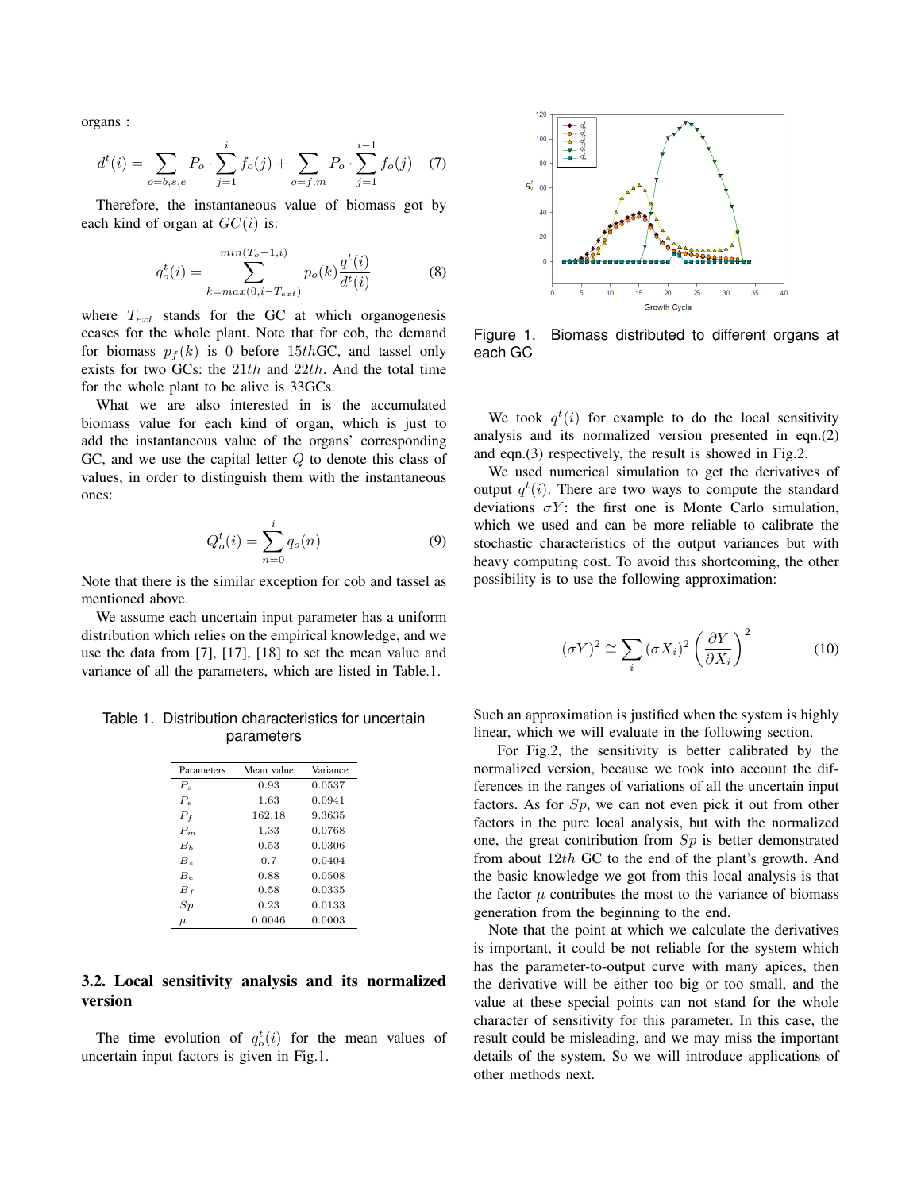organs :

$$d^t(i) = \sum_{o=b,s,e} P_o \cdot \sum_{j=1}^{i} f_o(j) + \sum_{o=f,m} P_o \cdot \sum_{j=1}^{i-1} f_o(j) \quad (7)$$

Therefore, the instantaneous value of biomass got by each kind of organ at $GC(i)$ is:

$$q_o^t(i) = \sum_{k=max(0,i-T_{ext})}^{min(T_o-1,i)} p_o(k)\frac{q^t(i)}{d^t(i)} \quad (8)$$

where $T_{ext}$ stands for the GC at which organogenesis ceases for the whole plant. Note that for cob, the demand for biomass $p_f(k)$ is 0 before $15th$GC, and tassel only exists for two GCs: the $21th$ and $22th$. And the total time for the whole plant to be alive is 33GCs.

What we are also interested in is the accumulated biomass value for each kind of organ, which is just to add the instantaneous value of the organs' corresponding GC, and we use the capital letter $Q$ to denote this class of values, in order to distinguish them with the instantaneous ones:

$$Q_o^t(i) = \sum_{n=0}^{i} q_o(n) \quad (9)$$

Note that there is the similar exception for cob and tassel as mentioned above.

We assume each uncertain input parameter has a uniform distribution which relies on the empirical knowledge, and we use the data from [7], [17], [18] to set the mean value and variance of all the parameters, which are listed in Table.1.

Table 1. Distribution characteristics for uncertain parameters

| Parameters | Mean value | Variance |
|---|---|---|
| $P_s$ | 0.93 | 0.0537 |
| $P_e$ | 1.63 | 0.0941 |
| $P_f$ | 162.18 | 9.3635 |
| $P_m$ | 1.33 | 0.0768 |
| $B_b$ | 0.53 | 0.0306 |
| $B_s$ | 0.7 | 0.0404 |
| $B_e$ | 0.88 | 0.0508 |
| $B_f$ | 0.58 | 0.0335 |
| $Sp$ | 0.23 | 0.0133 |
| $\mu$ | 0.0046 | 0.0003 |

## 3.2. Local sensitivity analysis and its normalized version

The time evolution of $q_o^t(i)$ for the mean values of uncertain input factors is given in Fig.1.

Figure 1. Biomass distributed to different organs at each GC

We took $q^t(i)$ for example to do the local sensitivity analysis and its normalized version presented in eqn.(2) and eqn.(3) respectively, the result is showed in Fig.2.

We used numerical simulation to get the derivatives of output $q^t(i)$. There are two ways to compute the standard deviations $\sigma Y$: the first one is Monte Carlo simulation, which we used and can be more reliable to calibrate the stochastic characteristics of the output variances but with heavy computing cost. To avoid this shortcoming, the other possibility is to use the following approximation:

$$(\sigma Y)^2 \cong \sum_i (\sigma X_i)^2 \left(\frac{\partial Y}{\partial X_i}\right)^2 \quad (10)$$

Such an approximation is justified when the system is highly linear, which we will evaluate in the following section.

For Fig.2, the sensitivity is better calibrated by the normalized version, because we took into account the differences in the ranges of variations of all the uncertain input factors. As for $Sp$, we can not even pick it out from other factors in the pure local analysis, but with the normalized one, the great contribution from $Sp$ is better demonstrated from about $12th$ GC to the end of the plant's growth. And the basic knowledge we got from this local analysis is that the factor $\mu$ contributes the most to the variance of biomass generation from the beginning to the end.

Note that the point at which we calculate the derivatives is important, it could be not reliable for the system which has the parameter-to-output curve with many apices, then the derivative will be either too big or too small, and the value at these special points can not stand for the whole character of sensitivity for this parameter. In this case, the result could be misleading, and we may miss the important details of the system. So we will introduce applications of other methods next.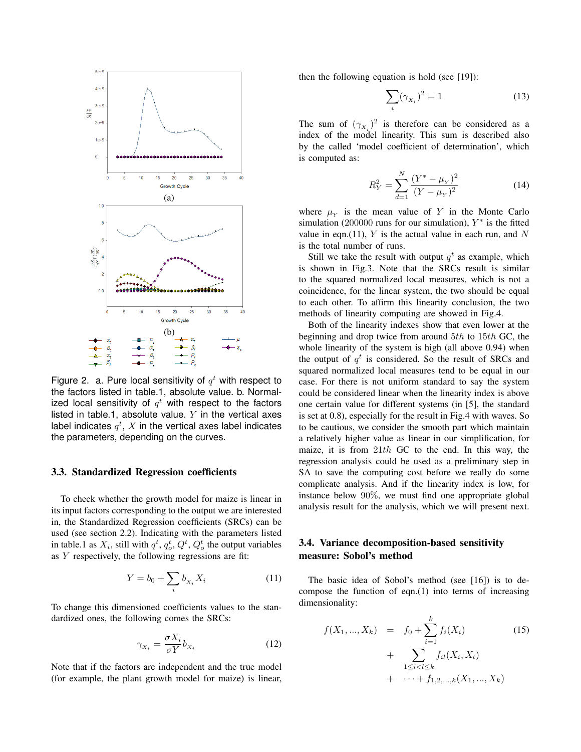Figure 2. a. Pure local sensitivity of $q^t$ with respect to the factors listed in table.1, absolute value. b. Normalized local sensitivity of $q^t$ with respect to the factors listed in table.1, absolute value. $Y$ in the vertical axes label indicates $q^t$, $X$ in the vertical axes label indicates the parameters, depending on the curves.

### 3.3. Standardized Regression coefficients

To check whether the growth model for maize is linear in its input factors corresponding to the output we are interested in, the Standardized Regression coefficients (SRCs) can be used (see section 2.2). Indicating with the parameters listed in table.1 as $X_i$, still with $q^t$, $q_o^t$, $Q^t$, $Q_o^t$ the output variables as $Y$ respectively, the following regressions are fit:

$$Y = b_0 + \sum_i b_{X_i} X_i \tag{11}$$

To change this dimensioned coefficients values to the standardized ones, the following comes the SRCs:

$$\gamma_{X_i} = \frac{\sigma X_i}{\sigma Y} b_{X_i} \tag{12}$$

Note that if the factors are independent and the true model (for example, the plant growth model for maize) is linear, then the following equation is hold (see [19]):

$$\sum_i (\gamma_{X_i})^2 = 1 \tag{13}$$

The sum of $(\gamma_{X_i})^2$ is therefore can be considered as a index of the model linearity. This sum is described also by the called 'model coefficient of determination', which is computed as:

$$R_Y^2 = \sum_{d=1}^{N} \frac{(Y^* - \mu_Y)^2}{(Y - \mu_Y)^2} \tag{14}$$

where $\mu_Y$ is the mean value of $Y$ in the Monte Carlo simulation (200000 runs for our simulation), $Y^*$ is the fitted value in eqn.(11), $Y$ is the actual value in each run, and $N$ is the total number of runs.

Still we take the result with output $q^t$ as example, which is shown in Fig.3. Note that the SRCs result is similar to the squared normalized local measures, which is not a coincidence, for the linear system, the two should be equal to each other. To affirm this linearity conclusion, the two methods of linearity computing are showed in Fig.4.

Both of the linearity indexes show that even lower at the beginning and drop twice from around $5th$ to $15th$ GC, the whole linearity of the system is high (all above 0.94) when the output of $q^t$ is considered. So the result of SRCs and squared normalized local measures tend to be equal in our case. For there is not uniform standard to say the system could be considered linear when the linearity index is above one certain value for different systems (in [5], the standard is set at 0.8), especially for the result in Fig.4 with waves. So to be cautious, we consider the smooth part which maintain a relatively higher value as linear in our simplification, for maize, it is from $21th$ GC to the end. In this way, the regression analysis could be used as a preliminary step in SA to save the computing cost before we really do some complicate analysis. And if the linearity index is low, for instance below 90%, we must find one appropriate global analysis result for the analysis, which we will present next.

### 3.4. Variance decomposition-based sensitivity measure: Sobol's method

The basic idea of Sobol's method (see [16]) is to decompose the function of eqn.(1) into terms of increasing dimensionality:

$$\begin{aligned} f(X_1, ..., X_k) \quad &= \quad f_0 + \sum_{i=1}^{k} f_i(X_i) \\ &+ \sum_{1 \le i < l \le k} f_{il}(X_i, X_l) \\ &+ \cdots + f_{1,2,...,k}(X_1, ..., X_k) \end{aligned} \tag{15}$$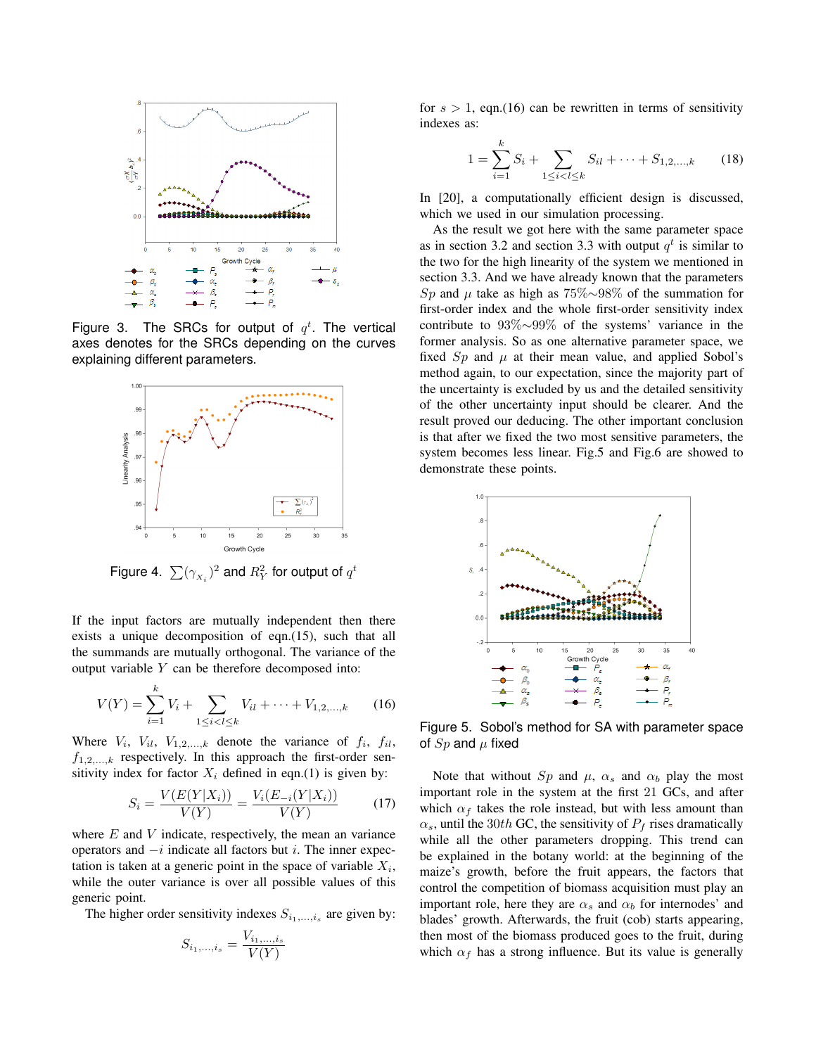Figure 3. The SRCs for output of $q^t$. The vertical axes denotes for the SRCs depending on the curves explaining different parameters.

Figure 4. $\sum(\gamma_{X_i})^2$ and $R_Y^2$ for output of $q^t$

If the input factors are mutually independent then there exists a unique decomposition of eqn.(15), such that all the summands are mutually orthogonal. The variance of the output variable $Y$ can be therefore decomposed into:

$$V(Y) = \sum_{i=1}^{k} V_i + \sum_{1 \leq i < l \leq k} V_{il} + \cdots + V_{1,2,\ldots,k} \quad (16)$$

Where $V_i$, $V_{il}$, $V_{1,2,\ldots,k}$ denote the variance of $f_i$, $f_{il}$, $f_{1,2,\ldots,k}$ respectively. In this approach the first-order sensitivity index for factor $X_i$ defined in eqn.(1) is given by:

$$S_i = \frac{V(E(Y|X_i))}{V(Y)} = \frac{V_i(E_{-i}(Y|X_i))}{V(Y)} \quad (17)$$

where $E$ and $V$ indicate, respectively, the mean an variance operators and $-i$ indicate all factors but $i$. The inner expectation is taken at a generic point in the space of variable $X_i$, while the outer variance is over all possible values of this generic point.

The higher order sensitivity indexes $S_{i_1,\ldots,i_s}$ are given by:

$$S_{i_1,\ldots,i_s} = \frac{V_{i_1,\ldots,i_s}}{V(Y)}$$

for $s > 1$, eqn.(16) can be rewritten in terms of sensitivity indexes as:

$$1 = \sum_{i=1}^{k} S_i + \sum_{1 \leq i < l \leq k} S_{il} + \cdots + S_{1,2,\ldots,k} \quad (18)$$

In [20], a computationally efficient design is discussed, which we used in our simulation processing.

As the result we got here with the same parameter space as in section 3.2 and section 3.3 with output $q^t$ is similar to the two for the high linearity of the system we mentioned in section 3.3. And we have already known that the parameters $Sp$ and $\mu$ take as high as 75%~98% of the summation for first-order index and the whole first-order sensitivity index contribute to 93%~99% of the systems' variance in the former analysis. So as one alternative parameter space, we fixed $Sp$ and $\mu$ at their mean value, and applied Sobol's method again, to our expectation, since the majority part of the uncertainty is excluded by us and the detailed sensitivity of the other uncertainty input should be clearer. And the result proved our deducing. The other important conclusion is that after we fixed the two most sensitive parameters, the system becomes less linear. Fig.5 and Fig.6 are showed to demonstrate these points.

Figure 5. Sobol's method for SA with parameter space of $Sp$ and $\mu$ fixed

Note that without $Sp$ and $\mu$, $\alpha_s$ and $\alpha_b$ play the most important role in the system at the first 21 GCs, and after which $\alpha_f$ takes the role instead, but with less amount than $\alpha_s$, until the $30th$ GC, the sensitivity of $P_f$ rises dramatically while all the other parameters dropping. This trend can be explained in the botany world: at the beginning of the maize's growth, before the fruit appears, the factors that control the competition of biomass acquisition must play an important role, here they are $\alpha_s$ and $\alpha_b$ for internodes' and blades' growth. Afterwards, the fruit (cob) starts appearing, then most of the biomass produced goes to the fruit, during which $\alpha_f$ has a strong influence. But its value is generally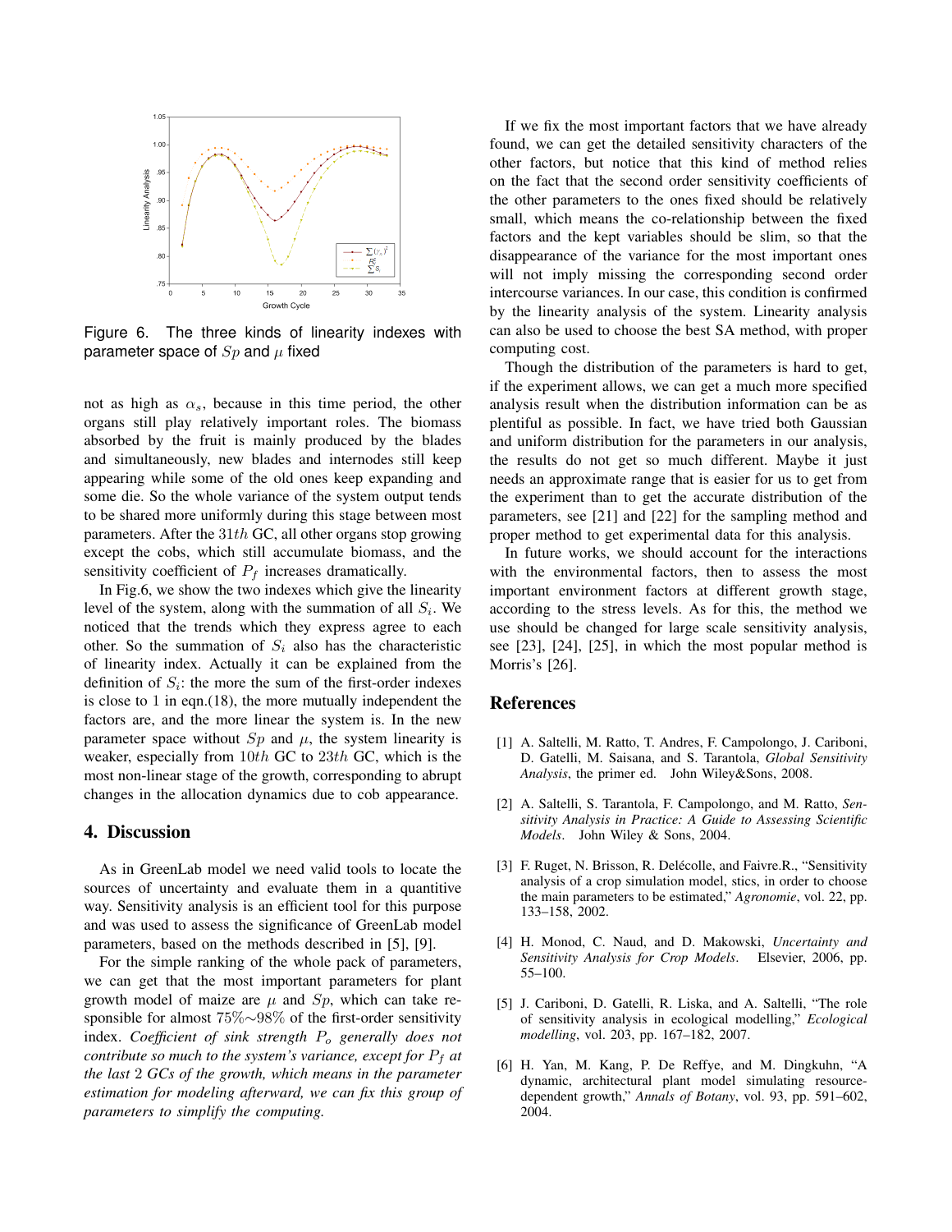Figure 6. The three kinds of linearity indexes with parameter space of $Sp$ and $\mu$ fixed

not as high as $\alpha_s$, because in this time period, the other organs still play relatively important roles. The biomass absorbed by the fruit is mainly produced by the blades and simultaneously, new blades and internodes still keep appearing while some of the old ones keep expanding and some die. So the whole variance of the system output tends to be shared more uniformly during this stage between most parameters. After the $31th$ GC, all other organs stop growing except the cobs, which still accumulate biomass, and the sensitivity coefficient of $P_f$ increases dramatically.

In Fig.6, we show the two indexes which give the linearity level of the system, along with the summation of all $S_i$. We noticed that the trends which they express agree to each other. So the summation of $S_i$ also has the characteristic of linearity index. Actually it can be explained from the definition of $S_i$: the more the sum of the first-order indexes is close to 1 in eqn.(18), the more mutually independent the factors are, and the more linear the system is. In the new parameter space without $Sp$ and $\mu$, the system linearity is weaker, especially from $10th$ GC to $23th$ GC, which is the most non-linear stage of the growth, corresponding to abrupt changes in the allocation dynamics due to cob appearance.

## 4. Discussion

As in GreenLab model we need valid tools to locate the sources of uncertainty and evaluate them in a quantitive way. Sensitivity analysis is an efficient tool for this purpose and was used to assess the significance of GreenLab model parameters, based on the methods described in [5], [9].

For the simple ranking of the whole pack of parameters, we can get that the most important parameters for plant growth model of maize are $\mu$ and $Sp$, which can take responsible for almost $75\%\sim98\%$ of the first-order sensitivity index. *Coefficient of sink strength $P_o$ generally does not contribute so much to the system's variance, except for $P_f$ at the last 2 GCs of the growth, which means in the parameter estimation for modeling afterward, we can fix this group of parameters to simplify the computing.*

If we fix the most important factors that we have already found, we can get the detailed sensitivity characters of the other factors, but notice that this kind of method relies on the fact that the second order sensitivity coefficients of the other parameters to the ones fixed should be relatively small, which means the co-relationship between the fixed factors and the kept variables should be slim, so that the disappearance of the variance for the most important ones will not imply missing the corresponding second order intercourse variances. In our case, this condition is confirmed by the linearity analysis of the system. Linearity analysis can also be used to choose the best SA method, with proper computing cost.

Though the distribution of the parameters is hard to get, if the experiment allows, we can get a much more specified analysis result when the distribution information can be as plentiful as possible. In fact, we have tried both Gaussian and uniform distribution for the parameters in our analysis, the results do not get so much different. Maybe it just needs an approximate range that is easier for us to get from the experiment than to get the accurate distribution of the parameters, see [21] and [22] for the sampling method and proper method to get experimental data for this analysis.

In future works, we should account for the interactions with the environmental factors, then to assess the most important environment factors at different growth stage, according to the stress levels. As for this, the method we use should be changed for large scale sensitivity analysis, see [23], [24], [25], in which the most popular method is Morris's [26].

## References

[1] A. Saltelli, M. Ratto, T. Andres, F. Campolongo, J. Cariboni, D. Gatelli, M. Saisana, and S. Tarantola, *Global Sensitivity Analysis*, the primer ed. John Wiley&Sons, 2008.

[2] A. Saltelli, S. Tarantola, F. Campolongo, and M. Ratto, *Sensitivity Analysis in Practice: A Guide to Assessing Scientific Models*. John Wiley & Sons, 2004.

[3] F. Ruget, N. Brisson, R. Delécolle, and Faivre.R., "Sensitivity analysis of a crop simulation model, stics, in order to choose the main parameters to be estimated," *Agronomie*, vol. 22, pp. 133–158, 2002.

[4] H. Monod, C. Naud, and D. Makowski, *Uncertainty and Sensitivity Analysis for Crop Models*. Elsevier, 2006, pp. 55–100.

[5] J. Cariboni, D. Gatelli, R. Liska, and A. Saltelli, "The role of sensitivity analysis in ecological modelling," *Ecological modelling*, vol. 203, pp. 167–182, 2007.

[6] H. Yan, M. Kang, P. De Reffye, and M. Dingkuhn, "A dynamic, architectural plant model simulating resource-dependent growth," *Annals of Botany*, vol. 93, pp. 591–602, 2004.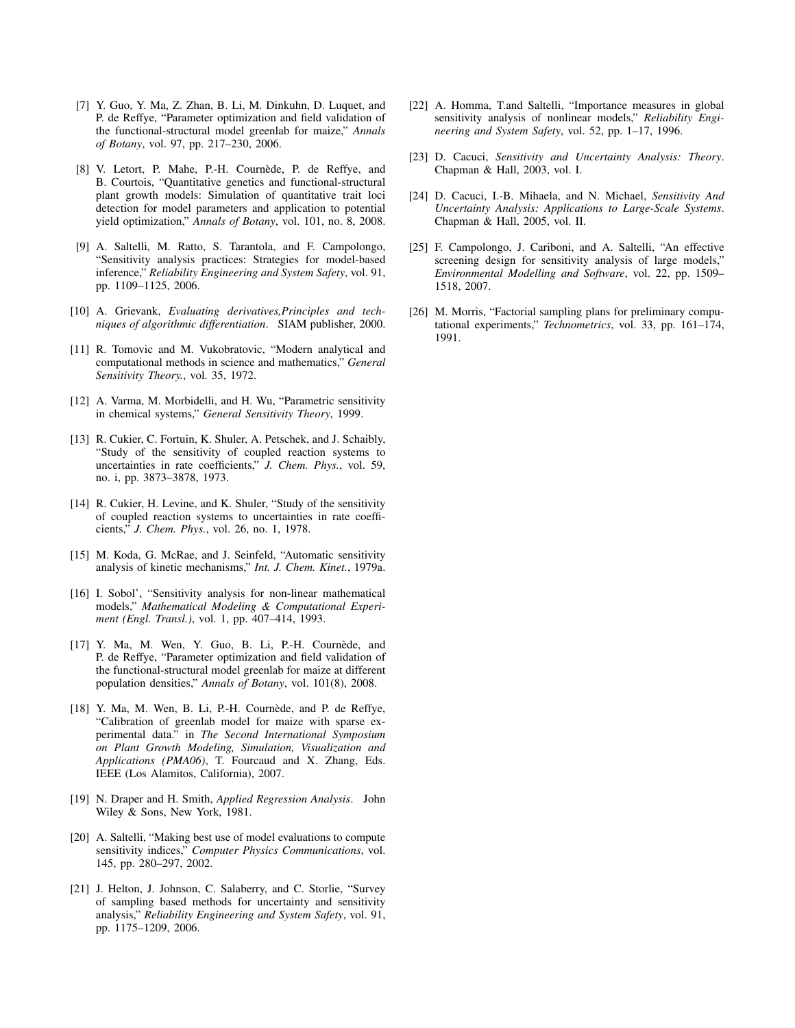[7] Y. Guo, Y. Ma, Z. Zhan, B. Li, M. Dinkuhn, D. Luquet, and P. de Reffye, "Parameter optimization and field validation of the functional-structural model greenlab for maize," *Annals of Botany*, vol. 97, pp. 217–230, 2006.

[8] V. Letort, P. Mahe, P.-H. Cournède, P. de Reffye, and B. Courtois, "Quantitative genetics and functional-structural plant growth models: Simulation of quantitative trait loci detection for model parameters and application to potential yield optimization," *Annals of Botany*, vol. 101, no. 8, 2008.

[9] A. Saltelli, M. Ratto, S. Tarantola, and F. Campolongo, "Sensitivity analysis practices: Strategies for model-based inference," *Reliability Engineering and System Safety*, vol. 91, pp. 1109–1125, 2006.

[10] A. Grievank, *Evaluating derivatives,Principles and techniques of algorithmic differentiation*. SIAM publisher, 2000.

[11] R. Tomovic and M. Vukobratovic, "Modern analytical and computational methods in science and mathematics," *General Sensitivity Theory.*, vol. 35, 1972.

[12] A. Varma, M. Morbidelli, and H. Wu, "Parametric sensitivity in chemical systems," *General Sensitivity Theory*, 1999.

[13] R. Cukier, C. Fortuin, K. Shuler, A. Petschek, and J. Schaibly, "Study of the sensitivity of coupled reaction systems to uncertainties in rate coefficients," *J. Chem. Phys.*, vol. 59, no. i, pp. 3873–3878, 1973.

[14] R. Cukier, H. Levine, and K. Shuler, "Study of the sensitivity of coupled reaction systems to uncertainties in rate coefficients," *J. Chem. Phys.*, vol. 26, no. 1, 1978.

[15] M. Koda, G. McRae, and J. Seinfeld, "Automatic sensitivity analysis of kinetic mechanisms," *Int. J. Chem. Kinet.*, 1979a.

[16] I. Sobol', "Sensitivity analysis for non-linear mathematical models," *Mathematical Modeling & Computational Experiment (Engl. Transl.)*, vol. 1, pp. 407–414, 1993.

[17] Y. Ma, M. Wen, Y. Guo, B. Li, P.-H. Cournède, and P. de Reffye, "Parameter optimization and field validation of the functional-structural model greenlab for maize at different population densities," *Annals of Botany*, vol. 101(8), 2008.

[18] Y. Ma, M. Wen, B. Li, P.-H. Cournède, and P. de Reffye, "Calibration of greenlab model for maize with sparse experimental data." in *The Second International Symposium on Plant Growth Modeling, Simulation, Visualization and Applications (PMA06)*, T. Fourcaud and X. Zhang, Eds. IEEE (Los Alamitos, California), 2007.

[19] N. Draper and H. Smith, *Applied Regression Analysis*. John Wiley & Sons, New York, 1981.

[20] A. Saltelli, "Making best use of model evaluations to compute sensitivity indices," *Computer Physics Communications*, vol. 145, pp. 280–297, 2002.

[21] J. Helton, J. Johnson, C. Salaberry, and C. Storlie, "Survey of sampling based methods for uncertainty and sensitivity analysis," *Reliability Engineering and System Safety*, vol. 91, pp. 1175–1209, 2006.

[22] A. Homma, T.and Saltelli, "Importance measures in global sensitivity analysis of nonlinear models," *Reliability Engineering and System Safety*, vol. 52, pp. 1–17, 1996.

[23] D. Cacuci, *Sensitivity and Uncertainty Analysis: Theory*. Chapman & Hall, 2003, vol. I.

[24] D. Cacuci, I.-B. Mihaela, and N. Michael, *Sensitivity And Uncertainty Analysis: Applications to Large-Scale Systems*. Chapman & Hall, 2005, vol. II.

[25] F. Campolongo, J. Cariboni, and A. Saltelli, "An effective screening design for sensitivity analysis of large models," *Environmental Modelling and Software*, vol. 22, pp. 1509–1518, 2007.

[26] M. Morris, "Factorial sampling plans for preliminary computational experiments," *Technometrics*, vol. 33, pp. 161–174, 1991.